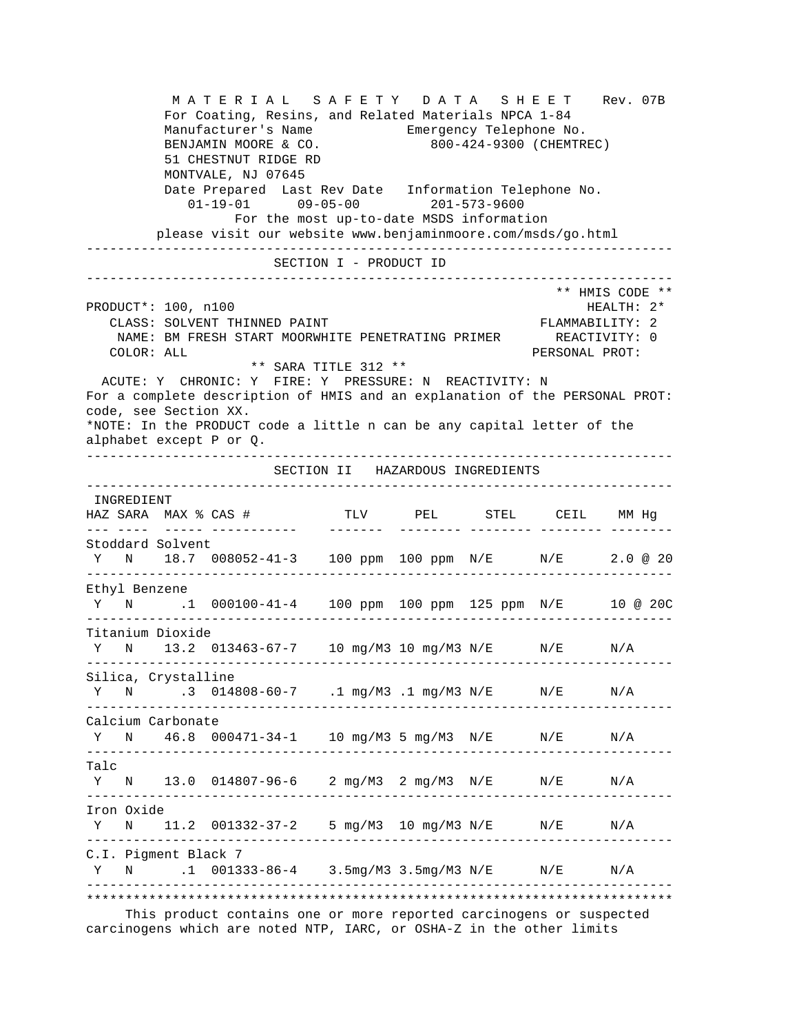# MATERIAL SAFETY DATA SHEET Rev. 07B

For Coating, Resins, and Related Materials NPCA 1-84

| Manufacturer's Name | Emergency Telephone No. |
|---|---|
| BENJAMIN MOORE & CO. | 800-424-9300 (CHEMTREC) |
| 51 CHESTNUT RIDGE RD | |
| MONTVALE, NJ 07645 | |

| Date Prepared | Last Rev Date | Information Telephone No. |
|---|---|---|
| 01-19-01 | 09-05-00 | 201-573-9600 |

For the most up-to-date MSDS information please visit our website www.benjaminmoore.com/msds/go.html

## SECTION I - PRODUCT ID

PRODUCT*: 100, n100
CLASS: SOLVENT THINNED PAINT
NAME: BM FRESH START MOORWHITE PENETRATING PRIMER
COLOR: ALL

** HMIS CODE **
HEALTH: 2*
FLAMMABILITY: 2
REACTIVITY: 0
PERSONAL PROT:

** SARA TITLE 312 **
ACUTE: Y CHRONIC: Y FIRE: Y PRESSURE: N REACTIVITY: N

For a complete description of HMIS and an explanation of the PERSONAL PROT: code, see Section XX.

*NOTE: In the PRODUCT code a little n can be any capital letter of the alphabet except P or Q.

## SECTION II HAZARDOUS INGREDIENTS

| INGREDIENT | HAZ | SARA | MAX % | CAS # | TLV | PEL | STEL | CEIL | MM Hg |
|---|---|---|---|---|---|---|---|---|---|
| Stoddard Solvent | Y | N | 18.7 | 008052-41-3 | 100 ppm | 100 ppm | N/E | N/E | 2.0 @ 20 |
| Ethyl Benzene | Y | N | .1 | 000100-41-4 | 100 ppm | 100 ppm | 125 ppm | N/E | 10 @ 20C |
| Titanium Dioxide | Y | N | 13.2 | 013463-67-7 | 10 mg/M3 | 10 mg/M3 | N/E | N/E | N/A |
| Silica, Crystalline | Y | N | .3 | 014808-60-7 | .1 mg/M3 | .1 mg/M3 | N/E | N/E | N/A |
| Calcium Carbonate | Y | N | 46.8 | 000471-34-1 | 10 mg/M3 | 5 mg/M3 | N/E | N/E | N/A |
| Talc | Y | N | 13.0 | 014807-96-6 | 2 mg/M3 | 2 mg/M3 | N/E | N/E | N/A |
| Iron Oxide | Y | N | 11.2 | 001332-37-2 | 5 mg/M3 | 10 mg/M3 | N/E | N/E | N/A |
| C.I. Pigment Black 7 | Y | N | .1 | 001333-86-4 | 3.5mg/M3 | 3.5mg/M3 | N/E | N/E | N/A |

This product contains one or more reported carcinogens or suspected carcinogens which are noted NTP, IARC, or OSHA-Z in the other limits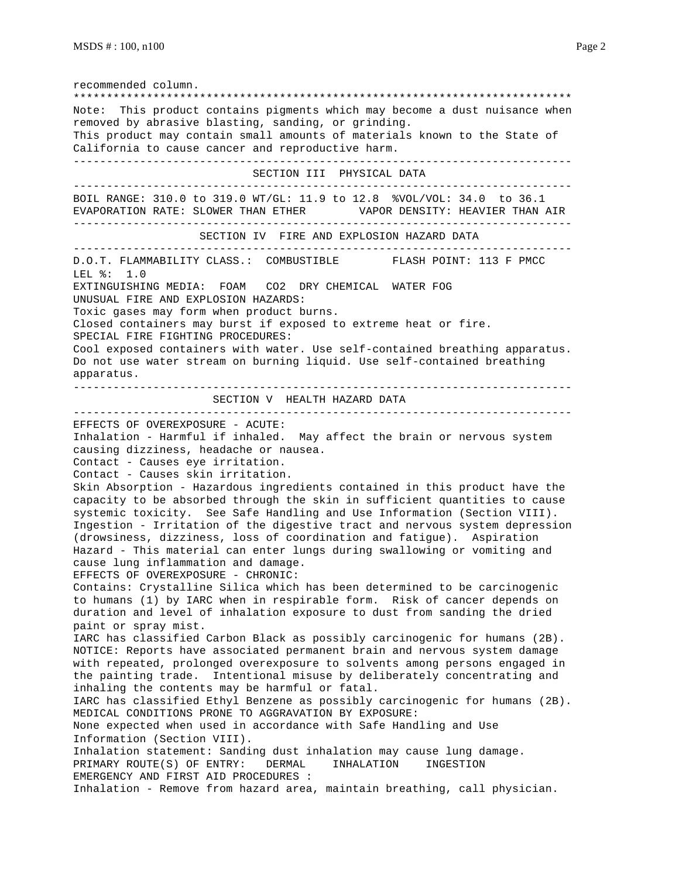recommended column.

Note: This product contains pigments which may become a dust nuisance when removed by abrasive blasting, sanding, or grinding.
This product may contain small amounts of materials known to the State of California to cause cancer and reproductive harm.

## SECTION III PHYSICAL DATA

BOIL RANGE: 310.0 to 319.0 WT/GL: 11.9 to 12.8 %VOL/VOL: 34.0 to 36.1
EVAPORATION RATE: SLOWER THAN ETHER VAPOR DENSITY: HEAVIER THAN AIR

## SECTION IV FIRE AND EXPLOSION HAZARD DATA

D.O.T. FLAMMABILITY CLASS.: COMBUSTIBLE FLASH POINT: 113 F PMCC
LEL %: 1.0
EXTINGUISHING MEDIA: FOAM CO2 DRY CHEMICAL WATER FOG
UNUSUAL FIRE AND EXPLOSION HAZARDS:
Toxic gases may form when product burns.
Closed containers may burst if exposed to extreme heat or fire.
SPECIAL FIRE FIGHTING PROCEDURES:
Cool exposed containers with water. Use self-contained breathing apparatus.
Do not use water stream on burning liquid. Use self-contained breathing apparatus.

## SECTION V HEALTH HAZARD DATA

EFFECTS OF OVEREXPOSURE - ACUTE:
Inhalation - Harmful if inhaled. May affect the brain or nervous system causing dizziness, headache or nausea.
Contact - Causes eye irritation.
Contact - Causes skin irritation.
Skin Absorption - Hazardous ingredients contained in this product have the capacity to be absorbed through the skin in sufficient quantities to cause systemic toxicity. See Safe Handling and Use Information (Section VIII).
Ingestion - Irritation of the digestive tract and nervous system depression (drowsiness, dizziness, loss of coordination and fatigue). Aspiration Hazard - This material can enter lungs during swallowing or vomiting and cause lung inflammation and damage.
EFFECTS OF OVEREXPOSURE - CHRONIC:
Contains: Crystalline Silica which has been determined to be carcinogenic to humans (1) by IARC when in respirable form. Risk of cancer depends on duration and level of inhalation exposure to dust from sanding the dried paint or spray mist.
IARC has classified Carbon Black as possibly carcinogenic for humans (2B).
NOTICE: Reports have associated permanent brain and nervous system damage with repeated, prolonged overexposure to solvents among persons engaged in the painting trade. Intentional misuse by deliberately concentrating and inhaling the contents may be harmful or fatal.
IARC has classified Ethyl Benzene as possibly carcinogenic for humans (2B).
MEDICAL CONDITIONS PRONE TO AGGRAVATION BY EXPOSURE:
None expected when used in accordance with Safe Handling and Use Information (Section VIII).
Inhalation statement: Sanding dust inhalation may cause lung damage.
PRIMARY ROUTE(S) OF ENTRY: DERMAL INHALATION INGESTION
EMERGENCY AND FIRST AID PROCEDURES :
Inhalation - Remove from hazard area, maintain breathing, call physician.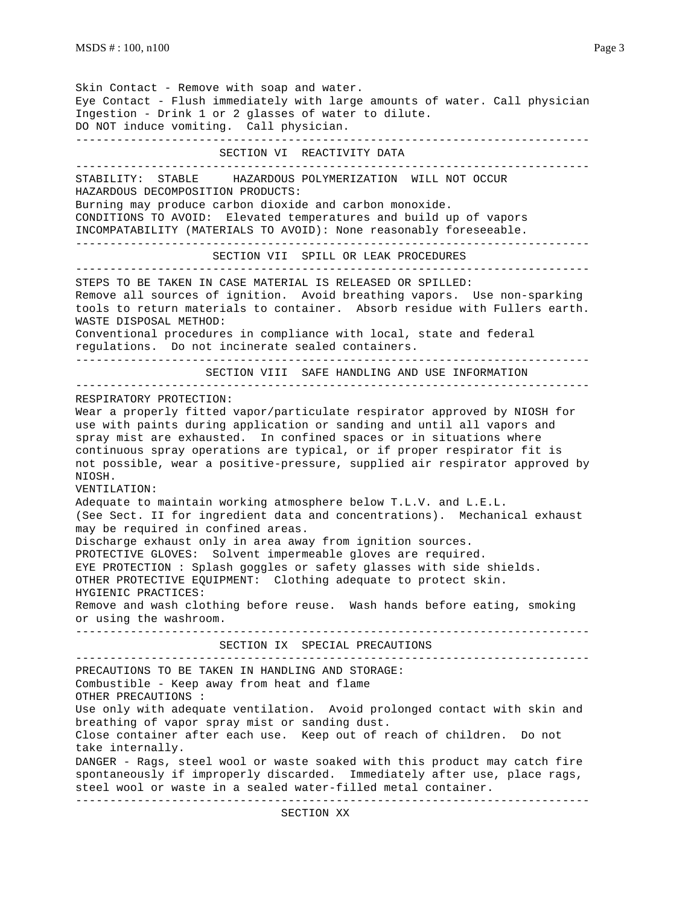Skin Contact - Remove with soap and water.
Eye Contact - Flush immediately with large amounts of water. Call physician
Ingestion - Drink 1 or 2 glasses of water to dilute.
DO NOT induce vomiting. Call physician.

## SECTION VI REACTIVITY DATA

STABILITY: STABLE HAZARDOUS POLYMERIZATION WILL NOT OCCUR
HAZARDOUS DECOMPOSITION PRODUCTS:
Burning may produce carbon dioxide and carbon monoxide.
CONDITIONS TO AVOID: Elevated temperatures and build up of vapors
INCOMPATABILITY (MATERIALS TO AVOID): None reasonably foreseeable.

## SECTION VII SPILL OR LEAK PROCEDURES

STEPS TO BE TAKEN IN CASE MATERIAL IS RELEASED OR SPILLED:
Remove all sources of ignition. Avoid breathing vapors. Use non-sparking tools to return materials to container. Absorb residue with Fullers earth.
WASTE DISPOSAL METHOD:
Conventional procedures in compliance with local, state and federal regulations. Do not incinerate sealed containers.

## SECTION VIII SAFE HANDLING AND USE INFORMATION

RESPIRATORY PROTECTION:
Wear a properly fitted vapor/particulate respirator approved by NIOSH for use with paints during application or sanding and until all vapors and spray mist are exhausted. In confined spaces or in situations where continuous spray operations are typical, or if proper respirator fit is not possible, wear a positive-pressure, supplied air respirator approved by NIOSH.
VENTILATION:
Adequate to maintain working atmosphere below T.L.V. and L.E.L. (See Sect. II for ingredient data and concentrations). Mechanical exhaust may be required in confined areas.
Discharge exhaust only in area away from ignition sources.
PROTECTIVE GLOVES: Solvent impermeable gloves are required.
EYE PROTECTION : Splash goggles or safety glasses with side shields.
OTHER PROTECTIVE EQUIPMENT: Clothing adequate to protect skin.
HYGIENIC PRACTICES:
Remove and wash clothing before reuse. Wash hands before eating, smoking or using the washroom.

## SECTION IX SPECIAL PRECAUTIONS

PRECAUTIONS TO BE TAKEN IN HANDLING AND STORAGE:
Combustible - Keep away from heat and flame
OTHER PRECAUTIONS :
Use only with adequate ventilation. Avoid prolonged contact with skin and breathing of vapor spray mist or sanding dust.
Close container after each use. Keep out of reach of children. Do not take internally.
DANGER - Rags, steel wool or waste soaked with this product may catch fire spontaneously if improperly discarded. Immediately after use, place rags, steel wool or waste in a sealed water-filled metal container.

## SECTION XX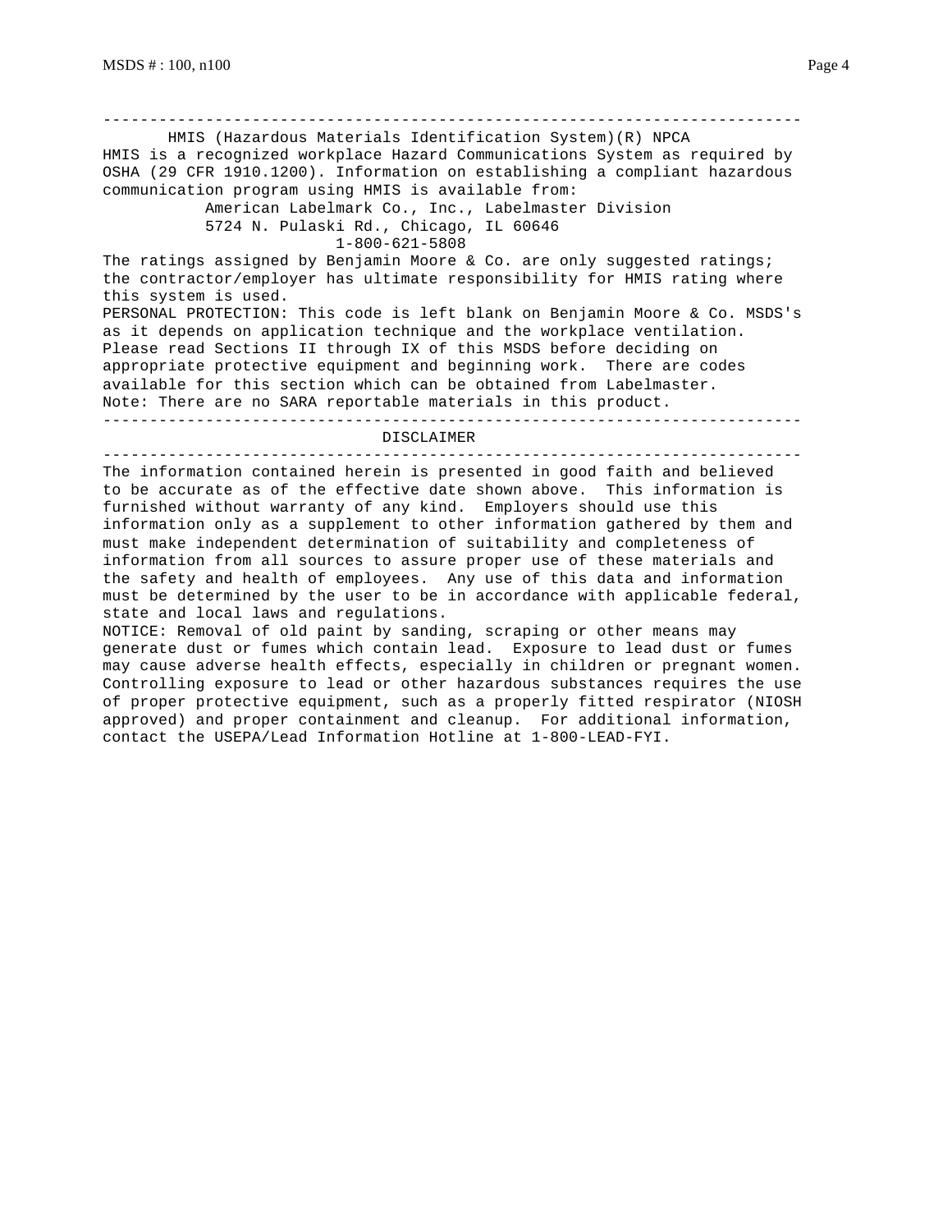## HMIS (Hazardous Materials Identification System)(R) NPCA

HMIS is a recognized workplace Hazard Communications System as required by OSHA (29 CFR 1910.1200). Information on establishing a compliant hazardous communication program using HMIS is available from:

American Labelmark Co., Inc., Labelmaster Division
5724 N. Pulaski Rd., Chicago, IL 60646
1-800-621-5808

The ratings assigned by Benjamin Moore & Co. are only suggested ratings; the contractor/employer has ultimate responsibility for HMIS rating where this system is used.

PERSONAL PROTECTION: This code is left blank on Benjamin Moore & Co. MSDS's as it depends on application technique and the workplace ventilation. Please read Sections II through IX of this MSDS before deciding on appropriate protective equipment and beginning work. There are codes available for this section which can be obtained from Labelmaster.

Note: There are no SARA reportable materials in this product.

## DISCLAIMER

The information contained herein is presented in good faith and believed to be accurate as of the effective date shown above. This information is furnished without warranty of any kind. Employers should use this information only as a supplement to other information gathered by them and must make independent determination of suitability and completeness of information from all sources to assure proper use of these materials and the safety and health of employees. Any use of this data and information must be determined by the user to be in accordance with applicable federal, state and local laws and regulations.

NOTICE: Removal of old paint by sanding, scraping or other means may generate dust or fumes which contain lead. Exposure to lead dust or fumes may cause adverse health effects, especially in children or pregnant women. Controlling exposure to lead or other hazardous substances requires the use of proper protective equipment, such as a properly fitted respirator (NIOSH approved) and proper containment and cleanup. For additional information, contact the USEPA/Lead Information Hotline at 1-800-LEAD-FYI.